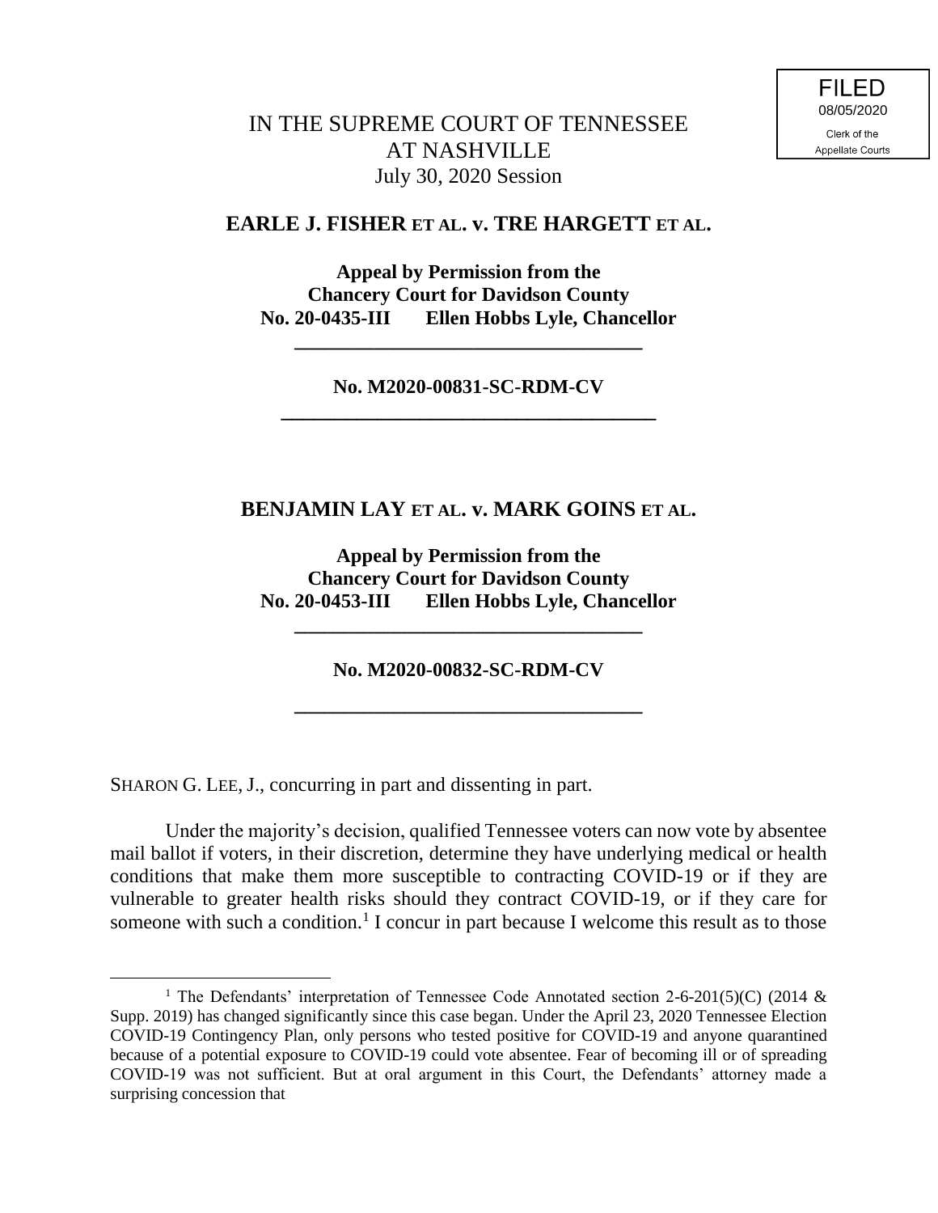FILED
08/05/2020
Clerk of the
Appellate Courts

IN THE SUPREME COURT OF TENNESSEE
AT NASHVILLE
July 30, 2020 Session

**EARLE J. FISHER ET AL. v. TRE HARGETT ET AL.**

**Appeal by Permission from the**
**Chancery Court for Davidson County**
**No. 20-0435-III Ellen Hobbs Lyle, Chancellor**

---

**No. M2020-00831-SC-RDM-CV**

---

**BENJAMIN LAY ET AL. v. MARK GOINS ET AL.**

**Appeal by Permission from the**
**Chancery Court for Davidson County**
**No. 20-0453-III Ellen Hobbs Lyle, Chancellor**

---

**No. M2020-00832-SC-RDM-CV**

---

SHARON G. LEE, J., concurring in part and dissenting in part.

Under the majority's decision, qualified Tennessee voters can now vote by absentee mail ballot if voters, in their discretion, determine they have underlying medical or health conditions that make them more susceptible to contracting COVID-19 or if they are vulnerable to greater health risks should they contract COVID-19, or if they care for someone with such a condition.[1] I concur in part because I welcome this result as to those

[1] The Defendants' interpretation of Tennessee Code Annotated section 2-6-201(5)(C) (2014 & Supp. 2019) has changed significantly since this case began. Under the April 23, 2020 Tennessee Election COVID-19 Contingency Plan, only persons who tested positive for COVID-19 and anyone quarantined because of a potential exposure to COVID-19 could vote absentee. Fear of becoming ill or of spreading COVID-19 was not sufficient. But at oral argument in this Court, the Defendants' attorney made a surprising concession that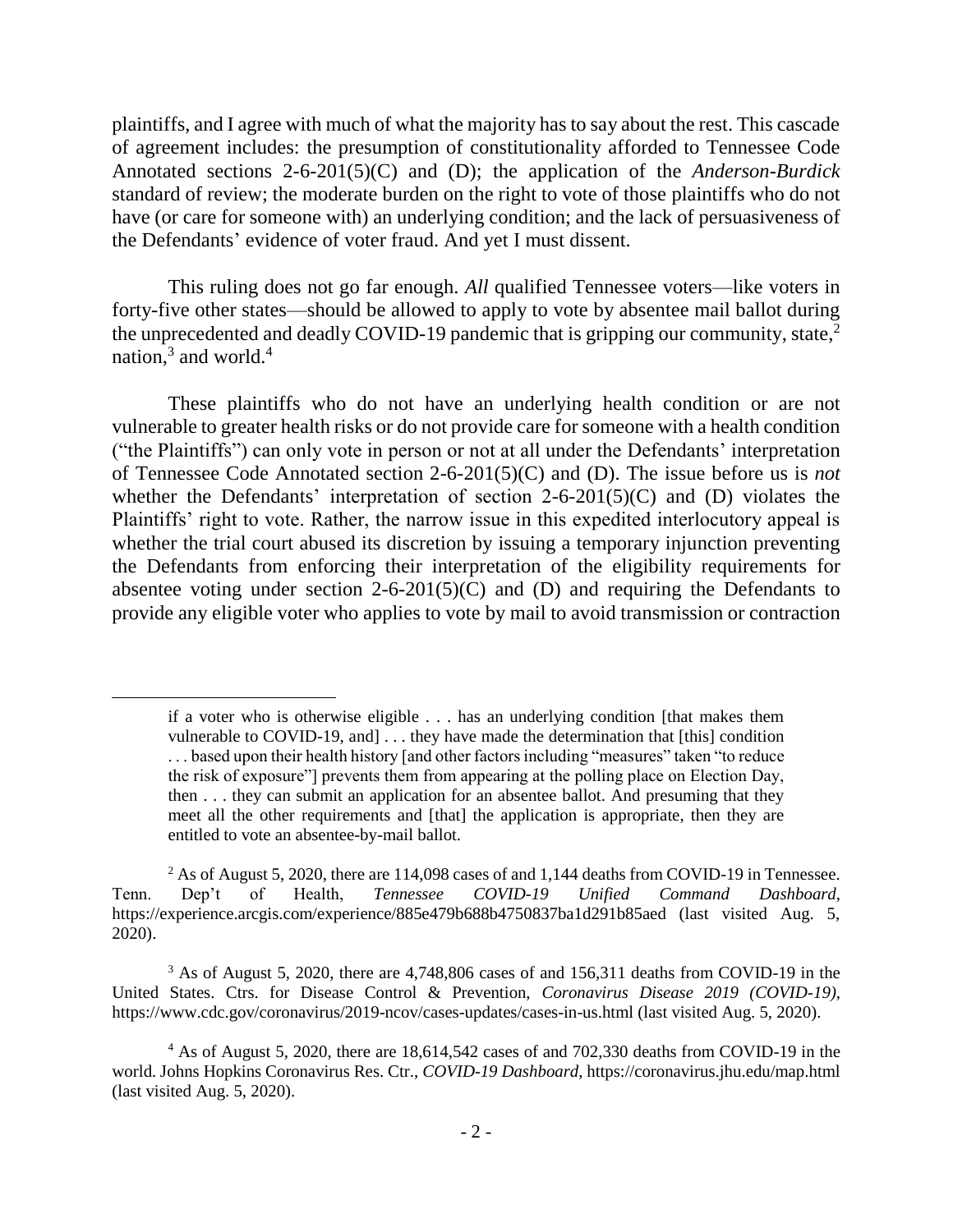plaintiffs, and I agree with much of what the majority has to say about the rest. This cascade of agreement includes: the presumption of constitutionality afforded to Tennessee Code Annotated sections 2-6-201(5)(C) and (D); the application of the *Anderson-Burdick* standard of review; the moderate burden on the right to vote of those plaintiffs who do not have (or care for someone with) an underlying condition; and the lack of persuasiveness of the Defendants' evidence of voter fraud. And yet I must dissent.

This ruling does not go far enough. *All* qualified Tennessee voters—like voters in forty-five other states—should be allowed to apply to vote by absentee mail ballot during the unprecedented and deadly COVID-19 pandemic that is gripping our community, state,[2] nation,[3] and world.[4]

These plaintiffs who do not have an underlying health condition or are not vulnerable to greater health risks or do not provide care for someone with a health condition ("the Plaintiffs") can only vote in person or not at all under the Defendants' interpretation of Tennessee Code Annotated section 2-6-201(5)(C) and (D). The issue before us is *not* whether the Defendants' interpretation of section 2-6-201(5)(C) and (D) violates the Plaintiffs' right to vote. Rather, the narrow issue in this expedited interlocutory appeal is whether the trial court abused its discretion by issuing a temporary injunction preventing the Defendants from enforcing their interpretation of the eligibility requirements for absentee voting under section 2-6-201(5)(C) and (D) and requiring the Defendants to provide any eligible voter who applies to vote by mail to avoid transmission or contraction

---

> if a voter who is otherwise eligible . . . has an underlying condition [that makes them vulnerable to COVID-19, and] . . . they have made the determination that [this] condition . . . based upon their health history [and other factors including "measures" taken "to reduce the risk of exposure"] prevents them from appearing at the polling place on Election Day, then . . . they can submit an application for an absentee ballot. And presuming that they meet all the other requirements and [that] the application is appropriate, then they are entitled to vote an absentee-by-mail ballot.

[2] As of August 5, 2020, there are 114,098 cases of and 1,144 deaths from COVID-19 in Tennessee. Tenn. Dep't of Health, *Tennessee COVID-19 Unified Command Dashboard*, https://experience.arcgis.com/experience/885e479b688b4750837ba1d291b85aed (last visited Aug. 5, 2020).

[3] As of August 5, 2020, there are 4,748,806 cases of and 156,311 deaths from COVID-19 in the United States. Ctrs. for Disease Control & Prevention, *Coronavirus Disease 2019 (COVID-19)*, https://www.cdc.gov/coronavirus/2019-ncov/cases-updates/cases-in-us.html (last visited Aug. 5, 2020).

[4] As of August 5, 2020, there are 18,614,542 cases of and 702,330 deaths from COVID-19 in the world. Johns Hopkins Coronavirus Res. Ctr., *COVID-19 Dashboard*, https://coronavirus.jhu.edu/map.html (last visited Aug. 5, 2020).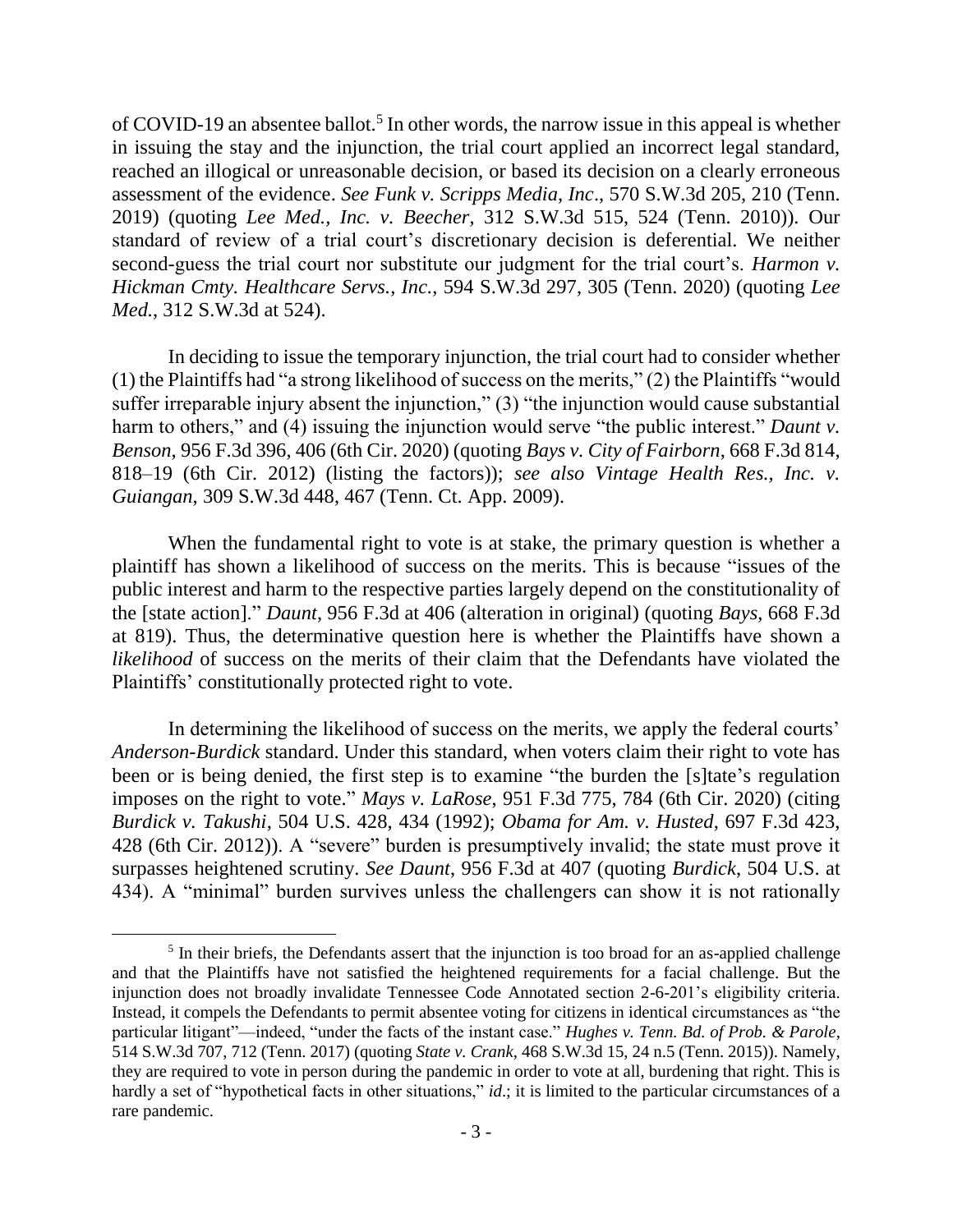of COVID-19 an absentee ballot.[5] In other words, the narrow issue in this appeal is whether in issuing the stay and the injunction, the trial court applied an incorrect legal standard, reached an illogical or unreasonable decision, or based its decision on a clearly erroneous assessment of the evidence. *See Funk v. Scripps Media, Inc*., 570 S.W.3d 205, 210 (Tenn. 2019) (quoting *Lee Med., Inc. v. Beecher*, 312 S.W.3d 515, 524 (Tenn. 2010)). Our standard of review of a trial court's discretionary decision is deferential. We neither second-guess the trial court nor substitute our judgment for the trial court's. *Harmon v. Hickman Cmty. Healthcare Servs., Inc.*, 594 S.W.3d 297, 305 (Tenn. 2020) (quoting *Lee Med.*, 312 S.W.3d at 524).

In deciding to issue the temporary injunction, the trial court had to consider whether (1) the Plaintiffs had "a strong likelihood of success on the merits," (2) the Plaintiffs "would suffer irreparable injury absent the injunction," (3) "the injunction would cause substantial harm to others," and (4) issuing the injunction would serve "the public interest." *Daunt v. Benson*, 956 F.3d 396, 406 (6th Cir. 2020) (quoting *Bays v. City of Fairborn*, 668 F.3d 814, 818–19 (6th Cir. 2012) (listing the factors)); *see also Vintage Health Res., Inc. v. Guiangan*, 309 S.W.3d 448, 467 (Tenn. Ct. App. 2009).

When the fundamental right to vote is at stake, the primary question is whether a plaintiff has shown a likelihood of success on the merits. This is because "issues of the public interest and harm to the respective parties largely depend on the constitutionality of the [state action]." *Daunt*, 956 F.3d at 406 (alteration in original) (quoting *Bays*, 668 F.3d at 819). Thus, the determinative question here is whether the Plaintiffs have shown a *likelihood* of success on the merits of their claim that the Defendants have violated the Plaintiffs' constitutionally protected right to vote.

In determining the likelihood of success on the merits, we apply the federal courts' *Anderson-Burdick* standard. Under this standard, when voters claim their right to vote has been or is being denied, the first step is to examine "the burden the [s]tate's regulation imposes on the right to vote." *Mays v. LaRose*, 951 F.3d 775, 784 (6th Cir. 2020) (citing *Burdick v. Takushi*, 504 U.S. 428, 434 (1992); *Obama for Am. v. Husted*, 697 F.3d 423, 428 (6th Cir. 2012)). A "severe" burden is presumptively invalid; the state must prove it surpasses heightened scrutiny. *See Daunt*, 956 F.3d at 407 (quoting *Burdick*, 504 U.S. at 434). A "minimal" burden survives unless the challengers can show it is not rationally

[5] In their briefs, the Defendants assert that the injunction is too broad for an as-applied challenge and that the Plaintiffs have not satisfied the heightened requirements for a facial challenge. But the injunction does not broadly invalidate Tennessee Code Annotated section 2-6-201's eligibility criteria. Instead, it compels the Defendants to permit absentee voting for citizens in identical circumstances as "the particular litigant"—indeed, "under the facts of the instant case." *Hughes v. Tenn. Bd. of Prob. & Parole*, 514 S.W.3d 707, 712 (Tenn. 2017) (quoting *State v. Crank*, 468 S.W.3d 15, 24 n.5 (Tenn. 2015)). Namely, they are required to vote in person during the pandemic in order to vote at all, burdening that right. This is hardly a set of "hypothetical facts in other situations," *id*.; it is limited to the particular circumstances of a rare pandemic.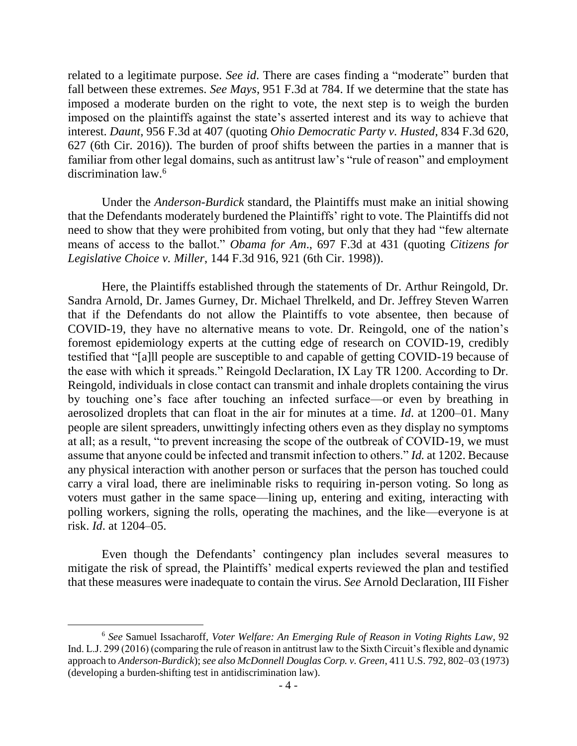related to a legitimate purpose. *See id*. There are cases finding a "moderate" burden that fall between these extremes. *See Mays*, 951 F.3d at 784. If we determine that the state has imposed a moderate burden on the right to vote, the next step is to weigh the burden imposed on the plaintiffs against the state's asserted interest and its way to achieve that interest. *Daunt*, 956 F.3d at 407 (quoting *Ohio Democratic Party v. Husted*, 834 F.3d 620, 627 (6th Cir. 2016)). The burden of proof shifts between the parties in a manner that is familiar from other legal domains, such as antitrust law's "rule of reason" and employment discrimination law.[6]

Under the *Anderson-Burdick* standard, the Plaintiffs must make an initial showing that the Defendants moderately burdened the Plaintiffs' right to vote. The Plaintiffs did not need to show that they were prohibited from voting, but only that they had "few alternate means of access to the ballot." *Obama for Am*., 697 F.3d at 431 (quoting *Citizens for Legislative Choice v. Miller*, 144 F.3d 916, 921 (6th Cir. 1998)).

Here, the Plaintiffs established through the statements of Dr. Arthur Reingold, Dr. Sandra Arnold, Dr. James Gurney, Dr. Michael Threlkeld, and Dr. Jeffrey Steven Warren that if the Defendants do not allow the Plaintiffs to vote absentee, then because of COVID-19, they have no alternative means to vote. Dr. Reingold, one of the nation's foremost epidemiology experts at the cutting edge of research on COVID-19, credibly testified that "[a]ll people are susceptible to and capable of getting COVID-19 because of the ease with which it spreads." Reingold Declaration, IX Lay TR 1200. According to Dr. Reingold, individuals in close contact can transmit and inhale droplets containing the virus by touching one's face after touching an infected surface—or even by breathing in aerosolized droplets that can float in the air for minutes at a time. *Id*. at 1200–01. Many people are silent spreaders, unwittingly infecting others even as they display no symptoms at all; as a result, "to prevent increasing the scope of the outbreak of COVID-19, we must assume that anyone could be infected and transmit infection to others." *Id.* at 1202. Because any physical interaction with another person or surfaces that the person has touched could carry a viral load, there are ineliminable risks to requiring in-person voting. So long as voters must gather in the same space—lining up, entering and exiting, interacting with polling workers, signing the rolls, operating the machines, and the like—everyone is at risk. *Id*. at 1204–05.

Even though the Defendants' contingency plan includes several measures to mitigate the risk of spread, the Plaintiffs' medical experts reviewed the plan and testified that these measures were inadequate to contain the virus. *See* Arnold Declaration, III Fisher

---

[6] *See* Samuel Issacharoff, *Voter Welfare: An Emerging Rule of Reason in Voting Rights Law*, 92 Ind. L.J. 299 (2016) (comparing the rule of reason in antitrust law to the Sixth Circuit's flexible and dynamic approach to *Anderson-Burdick*); *see also McDonnell Douglas Corp. v. Green*, 411 U.S. 792, 802–03 (1973) (developing a burden-shifting test in antidiscrimination law).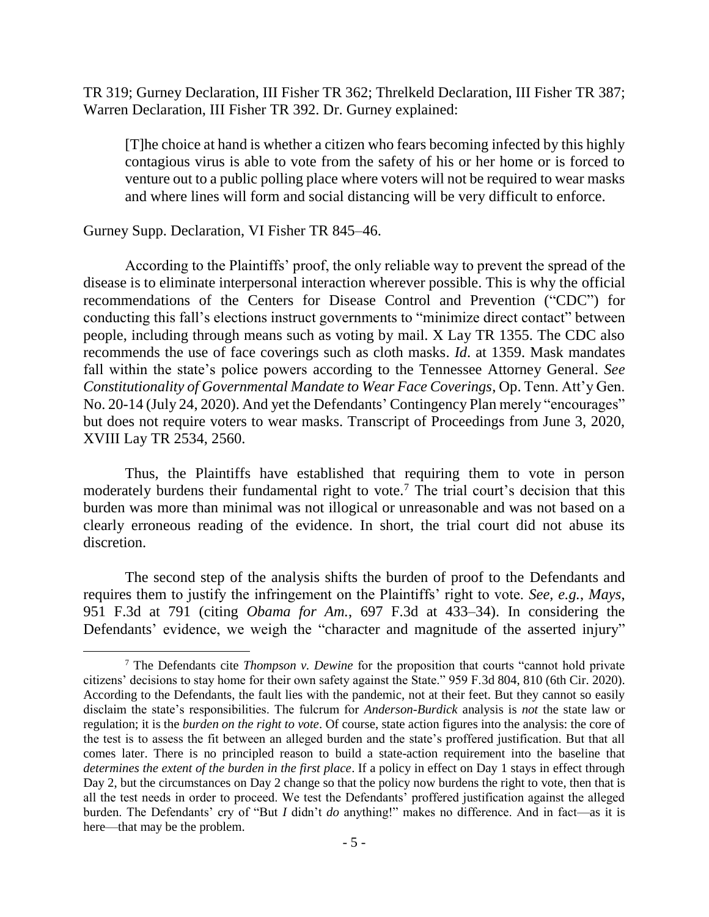TR 319; Gurney Declaration, III Fisher TR 362; Threlkeld Declaration, III Fisher TR 387; Warren Declaration, III Fisher TR 392. Dr. Gurney explained:

> [T]he choice at hand is whether a citizen who fears becoming infected by this highly contagious virus is able to vote from the safety of his or her home or is forced to venture out to a public polling place where voters will not be required to wear masks and where lines will form and social distancing will be very difficult to enforce.

Gurney Supp. Declaration, VI Fisher TR 845–46.

According to the Plaintiffs' proof, the only reliable way to prevent the spread of the disease is to eliminate interpersonal interaction wherever possible. This is why the official recommendations of the Centers for Disease Control and Prevention ("CDC") for conducting this fall's elections instruct governments to "minimize direct contact" between people, including through means such as voting by mail. X Lay TR 1355. The CDC also recommends the use of face coverings such as cloth masks. *Id.* at 1359. Mask mandates fall within the state's police powers according to the Tennessee Attorney General. *See Constitutionality of Governmental Mandate to Wear Face Coverings*, Op. Tenn. Att'y Gen. No. 20-14 (July 24, 2020). And yet the Defendants' Contingency Plan merely "encourages" but does not require voters to wear masks. Transcript of Proceedings from June 3, 2020, XVIII Lay TR 2534, 2560.

Thus, the Plaintiffs have established that requiring them to vote in person moderately burdens their fundamental right to vote.[7] The trial court's decision that this burden was more than minimal was not illogical or unreasonable and was not based on a clearly erroneous reading of the evidence. In short, the trial court did not abuse its discretion.

The second step of the analysis shifts the burden of proof to the Defendants and requires them to justify the infringement on the Plaintiffs' right to vote. *See, e.g.*, *Mays*, 951 F.3d at 791 (citing *Obama for Am.*, 697 F.3d at 433–34). In considering the Defendants' evidence, we weigh the "character and magnitude of the asserted injury"

---

[7] The Defendants cite *Thompson v. Dewine* for the proposition that courts "cannot hold private citizens' decisions to stay home for their own safety against the State." 959 F.3d 804, 810 (6th Cir. 2020). According to the Defendants, the fault lies with the pandemic, not at their feet. But they cannot so easily disclaim the state's responsibilities. The fulcrum for *Anderson-Burdick* analysis is *not* the state law or regulation; it is the *burden on the right to vote*. Of course, state action figures into the analysis: the core of the test is to assess the fit between an alleged burden and the state's proffered justification. But that all comes later. There is no principled reason to build a state-action requirement into the baseline that *determines the extent of the burden in the first place*. If a policy in effect on Day 1 stays in effect through Day 2, but the circumstances on Day 2 change so that the policy now burdens the right to vote, then that is all the test needs in order to proceed. We test the Defendants' proffered justification against the alleged burden. The Defendants' cry of "But *I* didn't *do* anything!" makes no difference. And in fact—as it is here—that may be the problem.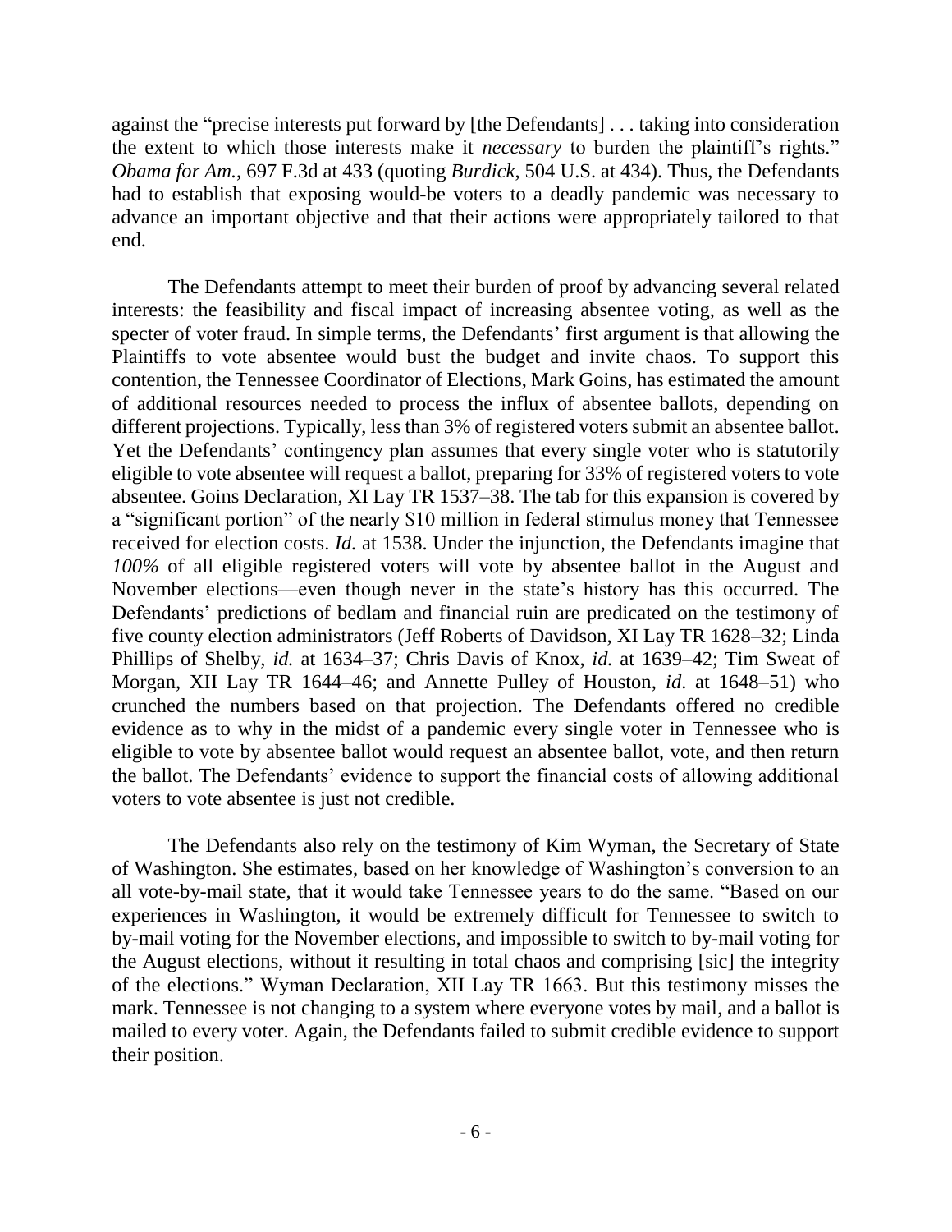against the "precise interests put forward by [the Defendants] . . . taking into consideration the extent to which those interests make it *necessary* to burden the plaintiff's rights." *Obama for Am.*, 697 F.3d at 433 (quoting *Burdick*, 504 U.S. at 434). Thus, the Defendants had to establish that exposing would-be voters to a deadly pandemic was necessary to advance an important objective and that their actions were appropriately tailored to that end.

The Defendants attempt to meet their burden of proof by advancing several related interests: the feasibility and fiscal impact of increasing absentee voting, as well as the specter of voter fraud. In simple terms, the Defendants' first argument is that allowing the Plaintiffs to vote absentee would bust the budget and invite chaos. To support this contention, the Tennessee Coordinator of Elections, Mark Goins, has estimated the amount of additional resources needed to process the influx of absentee ballots, depending on different projections. Typically, less than 3% of registered voters submit an absentee ballot. Yet the Defendants' contingency plan assumes that every single voter who is statutorily eligible to vote absentee will request a ballot, preparing for 33% of registered voters to vote absentee. Goins Declaration, XI Lay TR 1537–38. The tab for this expansion is covered by a "significant portion" of the nearly $10 million in federal stimulus money that Tennessee received for election costs. *Id.* at 1538. Under the injunction, the Defendants imagine that *100%* of all eligible registered voters will vote by absentee ballot in the August and November elections—even though never in the state's history has this occurred. The Defendants' predictions of bedlam and financial ruin are predicated on the testimony of five county election administrators (Jeff Roberts of Davidson, XI Lay TR 1628–32; Linda Phillips of Shelby, *id.* at 1634–37; Chris Davis of Knox, *id.* at 1639–42; Tim Sweat of Morgan, XII Lay TR 1644–46; and Annette Pulley of Houston, *id*. at 1648–51) who crunched the numbers based on that projection. The Defendants offered no credible evidence as to why in the midst of a pandemic every single voter in Tennessee who is eligible to vote by absentee ballot would request an absentee ballot, vote, and then return the ballot. The Defendants' evidence to support the financial costs of allowing additional voters to vote absentee is just not credible.

The Defendants also rely on the testimony of Kim Wyman, the Secretary of State of Washington. She estimates, based on her knowledge of Washington's conversion to an all vote-by-mail state, that it would take Tennessee years to do the same. "Based on our experiences in Washington, it would be extremely difficult for Tennessee to switch to by-mail voting for the November elections, and impossible to switch to by-mail voting for the August elections, without it resulting in total chaos and comprising [sic] the integrity of the elections." Wyman Declaration, XII Lay TR 1663. But this testimony misses the mark. Tennessee is not changing to a system where everyone votes by mail, and a ballot is mailed to every voter. Again, the Defendants failed to submit credible evidence to support their position.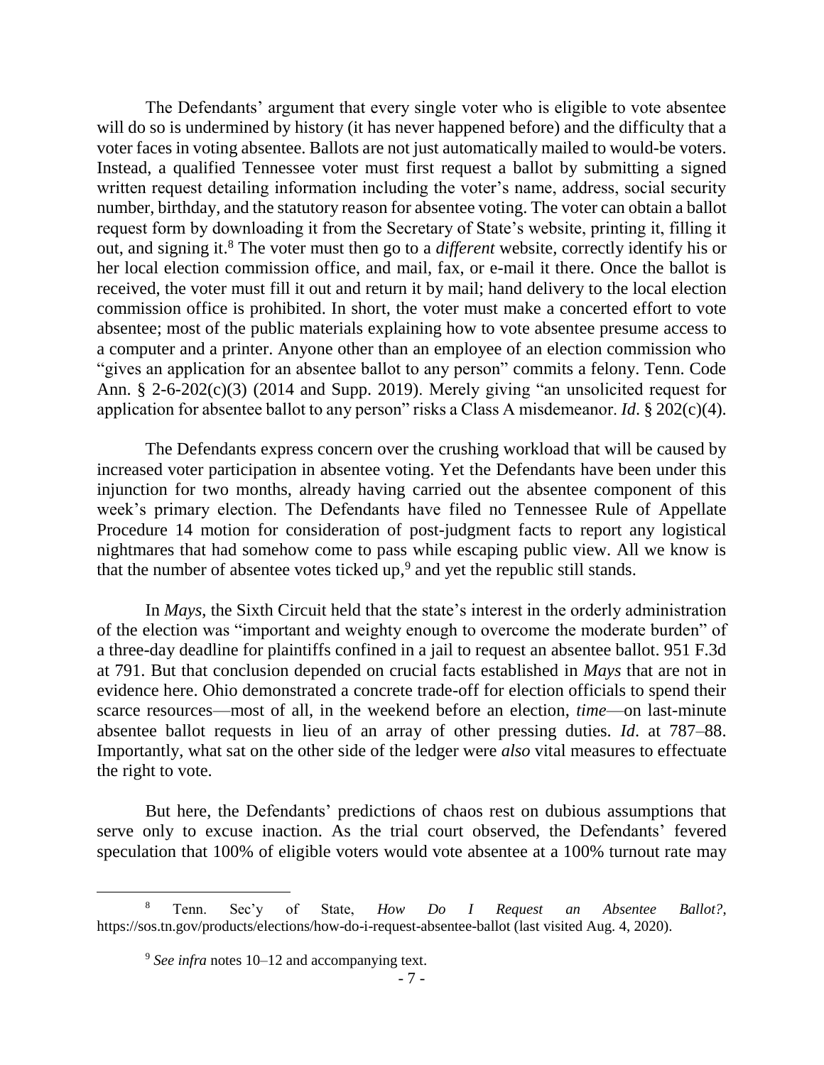The Defendants' argument that every single voter who is eligible to vote absentee will do so is undermined by history (it has never happened before) and the difficulty that a voter faces in voting absentee. Ballots are not just automatically mailed to would-be voters. Instead, a qualified Tennessee voter must first request a ballot by submitting a signed written request detailing information including the voter's name, address, social security number, birthday, and the statutory reason for absentee voting. The voter can obtain a ballot request form by downloading it from the Secretary of State's website, printing it, filling it out, and signing it.[8] The voter must then go to a *different* website, correctly identify his or her local election commission office, and mail, fax, or e-mail it there. Once the ballot is received, the voter must fill it out and return it by mail; hand delivery to the local election commission office is prohibited. In short, the voter must make a concerted effort to vote absentee; most of the public materials explaining how to vote absentee presume access to a computer and a printer. Anyone other than an employee of an election commission who "gives an application for an absentee ballot to any person" commits a felony. Tenn. Code Ann. § 2-6-202(c)(3) (2014 and Supp. 2019). Merely giving "an unsolicited request for application for absentee ballot to any person" risks a Class A misdemeanor. *Id*. § 202(c)(4).

The Defendants express concern over the crushing workload that will be caused by increased voter participation in absentee voting. Yet the Defendants have been under this injunction for two months, already having carried out the absentee component of this week's primary election. The Defendants have filed no Tennessee Rule of Appellate Procedure 14 motion for consideration of post-judgment facts to report any logistical nightmares that had somehow come to pass while escaping public view. All we know is that the number of absentee votes ticked up,[9] and yet the republic still stands.

In *Mays*, the Sixth Circuit held that the state's interest in the orderly administration of the election was "important and weighty enough to overcome the moderate burden" of a three-day deadline for plaintiffs confined in a jail to request an absentee ballot. 951 F.3d at 791. But that conclusion depended on crucial facts established in *Mays* that are not in evidence here. Ohio demonstrated a concrete trade-off for election officials to spend their scarce resources—most of all, in the weekend before an election, *time*—on last-minute absentee ballot requests in lieu of an array of other pressing duties. *Id*. at 787–88. Importantly, what sat on the other side of the ledger were *also* vital measures to effectuate the right to vote.

But here, the Defendants' predictions of chaos rest on dubious assumptions that serve only to excuse inaction. As the trial court observed, the Defendants' fevered speculation that 100% of eligible voters would vote absentee at a 100% turnout rate may

[8] Tenn. Sec'y of State, *How Do I Request an Absentee Ballot?*, https://sos.tn.gov/products/elections/how-do-i-request-absentee-ballot (last visited Aug. 4, 2020).

[9] *See infra* notes 10–12 and accompanying text.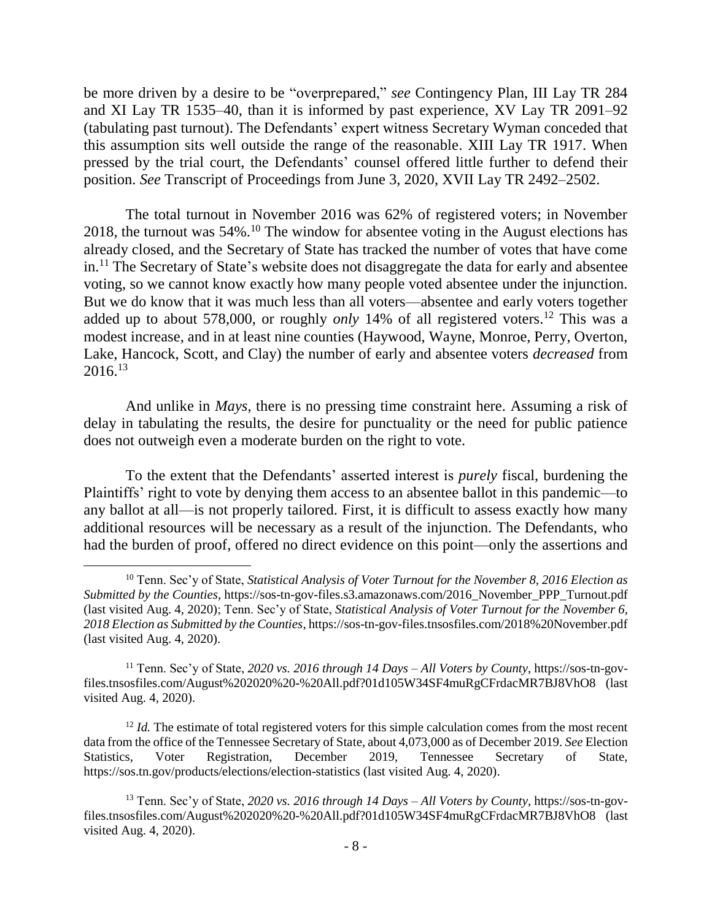be more driven by a desire to be "overprepared," *see* Contingency Plan, III Lay TR 284 and XI Lay TR 1535–40, than it is informed by past experience, XV Lay TR 2091–92 (tabulating past turnout). The Defendants' expert witness Secretary Wyman conceded that this assumption sits well outside the range of the reasonable. XIII Lay TR 1917. When pressed by the trial court, the Defendants' counsel offered little further to defend their position. *See* Transcript of Proceedings from June 3, 2020, XVII Lay TR 2492–2502.

The total turnout in November 2016 was 62% of registered voters; in November 2018, the turnout was 54%.[10] The window for absentee voting in the August elections has already closed, and the Secretary of State has tracked the number of votes that have come in.[11] The Secretary of State's website does not disaggregate the data for early and absentee voting, so we cannot know exactly how many people voted absentee under the injunction. But we do know that it was much less than all voters—absentee and early voters together added up to about 578,000, or roughly *only* 14% of all registered voters.[12] This was a modest increase, and in at least nine counties (Haywood, Wayne, Monroe, Perry, Overton, Lake, Hancock, Scott, and Clay) the number of early and absentee voters *decreased* from 2016.[13]

And unlike in *Mays*, there is no pressing time constraint here. Assuming a risk of delay in tabulating the results, the desire for punctuality or the need for public patience does not outweigh even a moderate burden on the right to vote.

To the extent that the Defendants' asserted interest is *purely* fiscal, burdening the Plaintiffs' right to vote by denying them access to an absentee ballot in this pandemic—to any ballot at all—is not properly tailored. First, it is difficult to assess exactly how many additional resources will be necessary as a result of the injunction. The Defendants, who had the burden of proof, offered no direct evidence on this point—only the assertions and

---

[10] Tenn. Sec'y of State, *Statistical Analysis of Voter Turnout for the November 8, 2016 Election as Submitted by the Counties*, https://sos-tn-gov-files.s3.amazonaws.com/2016_November_PPP_Turnout.pdf (last visited Aug. 4, 2020); Tenn. Sec'y of State, *Statistical Analysis of Voter Turnout for the November 6, 2018 Election as Submitted by the Counties*, https://sos-tn-gov-files.tnsosfiles.com/2018%20November.pdf (last visited Aug. 4, 2020).

[11] Tenn. Sec'y of State, *2020 vs. 2016 through 14 Days – All Voters by County*, https://sos-tn-gov-files.tnsosfiles.com/August%202020%20-%20All.pdf?01d105W34SF4muRgCFrdacMR7BJ8VhO8 (last visited Aug. 4, 2020).

[12] *Id.* The estimate of total registered voters for this simple calculation comes from the most recent data from the office of the Tennessee Secretary of State, about 4,073,000 as of December 2019. *See* Election Statistics, Voter Registration, December 2019, Tennessee Secretary of State, https://sos.tn.gov/products/elections/election-statistics (last visited Aug. 4, 2020).

[13] Tenn. Sec'y of State, *2020 vs. 2016 through 14 Days – All Voters by County*, https://sos-tn-gov-files.tnsosfiles.com/August%202020%20-%20All.pdf?01d105W34SF4muRgCFrdacMR7BJ8VhO8 (last visited Aug. 4, 2020).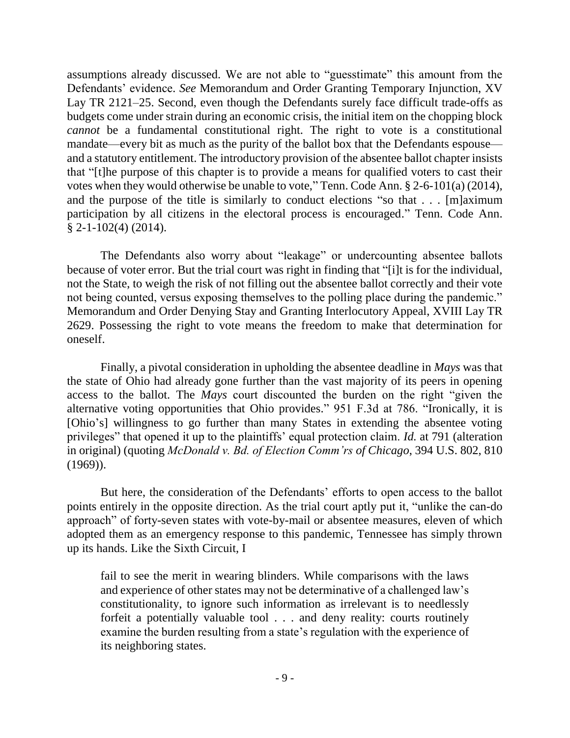assumptions already discussed. We are not able to "guesstimate" this amount from the Defendants' evidence. *See* Memorandum and Order Granting Temporary Injunction, XV Lay TR 2121–25. Second, even though the Defendants surely face difficult trade-offs as budgets come under strain during an economic crisis, the initial item on the chopping block *cannot* be a fundamental constitutional right. The right to vote is a constitutional mandate—every bit as much as the purity of the ballot box that the Defendants espouse—and a statutory entitlement. The introductory provision of the absentee ballot chapter insists that "[t]he purpose of this chapter is to provide a means for qualified voters to cast their votes when they would otherwise be unable to vote," Tenn. Code Ann. § 2-6-101(a) (2014), and the purpose of the title is similarly to conduct elections "so that . . . [m]aximum participation by all citizens in the electoral process is encouraged." Tenn. Code Ann. § 2-1-102(4) (2014).

The Defendants also worry about "leakage" or undercounting absentee ballots because of voter error. But the trial court was right in finding that "[i]t is for the individual, not the State, to weigh the risk of not filling out the absentee ballot correctly and their vote not being counted, versus exposing themselves to the polling place during the pandemic." Memorandum and Order Denying Stay and Granting Interlocutory Appeal, XVIII Lay TR 2629. Possessing the right to vote means the freedom to make that determination for oneself.

Finally, a pivotal consideration in upholding the absentee deadline in *Mays* was that the state of Ohio had already gone further than the vast majority of its peers in opening access to the ballot. The *Mays* court discounted the burden on the right "given the alternative voting opportunities that Ohio provides." 951 F.3d at 786. "Ironically, it is [Ohio's] willingness to go further than many States in extending the absentee voting privileges" that opened it up to the plaintiffs' equal protection claim. *Id.* at 791 (alteration in original) (quoting *McDonald v. Bd. of Election Comm'rs of Chicago*, 394 U.S. 802, 810 (1969)).

But here, the consideration of the Defendants' efforts to open access to the ballot points entirely in the opposite direction. As the trial court aptly put it, "unlike the can-do approach" of forty-seven states with vote-by-mail or absentee measures, eleven of which adopted them as an emergency response to this pandemic, Tennessee has simply thrown up its hands. Like the Sixth Circuit, I

> fail to see the merit in wearing blinders. While comparisons with the laws and experience of other states may not be determinative of a challenged law's constitutionality, to ignore such information as irrelevant is to needlessly forfeit a potentially valuable tool . . . and deny reality: courts routinely examine the burden resulting from a state's regulation with the experience of its neighboring states.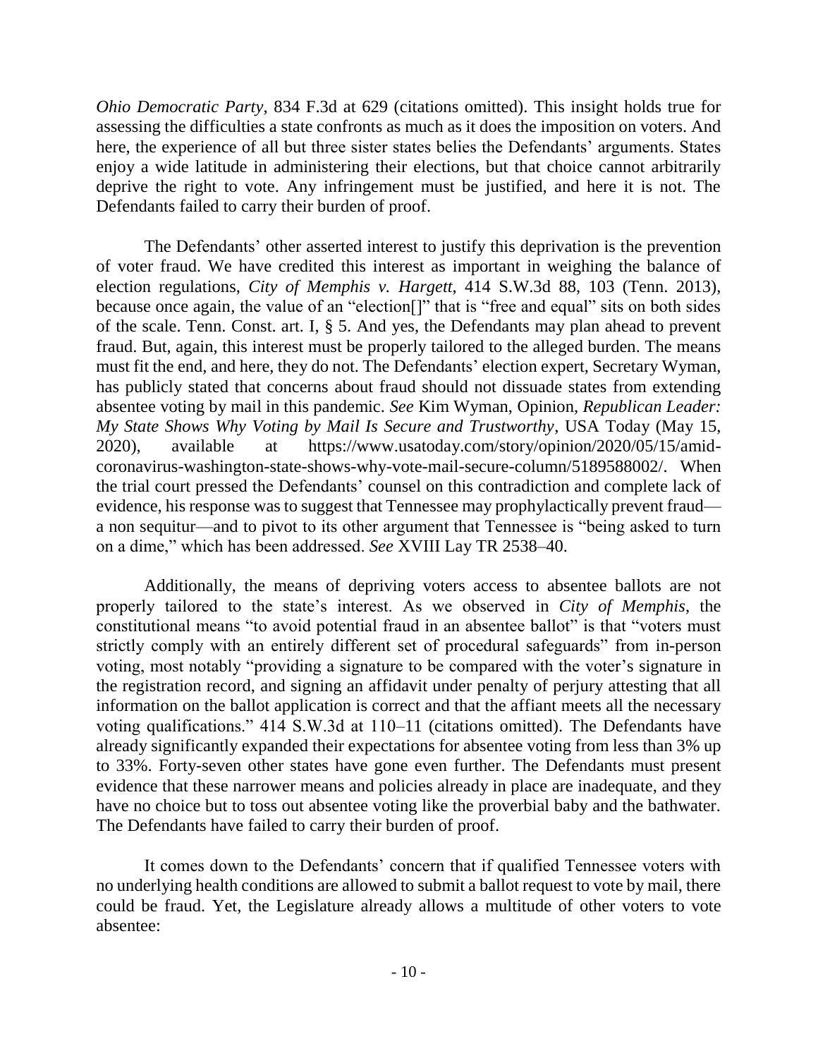*Ohio Democratic Party*, 834 F.3d at 629 (citations omitted). This insight holds true for assessing the difficulties a state confronts as much as it does the imposition on voters. And here, the experience of all but three sister states belies the Defendants' arguments. States enjoy a wide latitude in administering their elections, but that choice cannot arbitrarily deprive the right to vote. Any infringement must be justified, and here it is not. The Defendants failed to carry their burden of proof.

The Defendants' other asserted interest to justify this deprivation is the prevention of voter fraud. We have credited this interest as important in weighing the balance of election regulations, *City of Memphis v. Hargett*, 414 S.W.3d 88, 103 (Tenn. 2013), because once again, the value of an "election[]" that is "free and equal" sits on both sides of the scale. Tenn. Const. art. I, § 5. And yes, the Defendants may plan ahead to prevent fraud. But, again, this interest must be properly tailored to the alleged burden. The means must fit the end, and here, they do not. The Defendants' election expert, Secretary Wyman, has publicly stated that concerns about fraud should not dissuade states from extending absentee voting by mail in this pandemic. *See* Kim Wyman, Opinion, *Republican Leader: My State Shows Why Voting by Mail Is Secure and Trustworthy*, USA Today (May 15, 2020), available at https://www.usatoday.com/story/opinion/2020/05/15/amid-coronavirus-washington-state-shows-why-vote-mail-secure-column/5189588002/. When the trial court pressed the Defendants' counsel on this contradiction and complete lack of evidence, his response was to suggest that Tennessee may prophylactically prevent fraud—a non sequitur—and to pivot to its other argument that Tennessee is "being asked to turn on a dime," which has been addressed. *See* XVIII Lay TR 2538–40.

Additionally, the means of depriving voters access to absentee ballots are not properly tailored to the state's interest. As we observed in *City of Memphis*, the constitutional means "to avoid potential fraud in an absentee ballot" is that "voters must strictly comply with an entirely different set of procedural safeguards" from in-person voting, most notably "providing a signature to be compared with the voter's signature in the registration record, and signing an affidavit under penalty of perjury attesting that all information on the ballot application is correct and that the affiant meets all the necessary voting qualifications." 414 S.W.3d at 110–11 (citations omitted). The Defendants have already significantly expanded their expectations for absentee voting from less than 3% up to 33%. Forty-seven other states have gone even further. The Defendants must present evidence that these narrower means and policies already in place are inadequate, and they have no choice but to toss out absentee voting like the proverbial baby and the bathwater. The Defendants have failed to carry their burden of proof.

It comes down to the Defendants' concern that if qualified Tennessee voters with no underlying health conditions are allowed to submit a ballot request to vote by mail, there could be fraud. Yet, the Legislature already allows a multitude of other voters to vote absentee: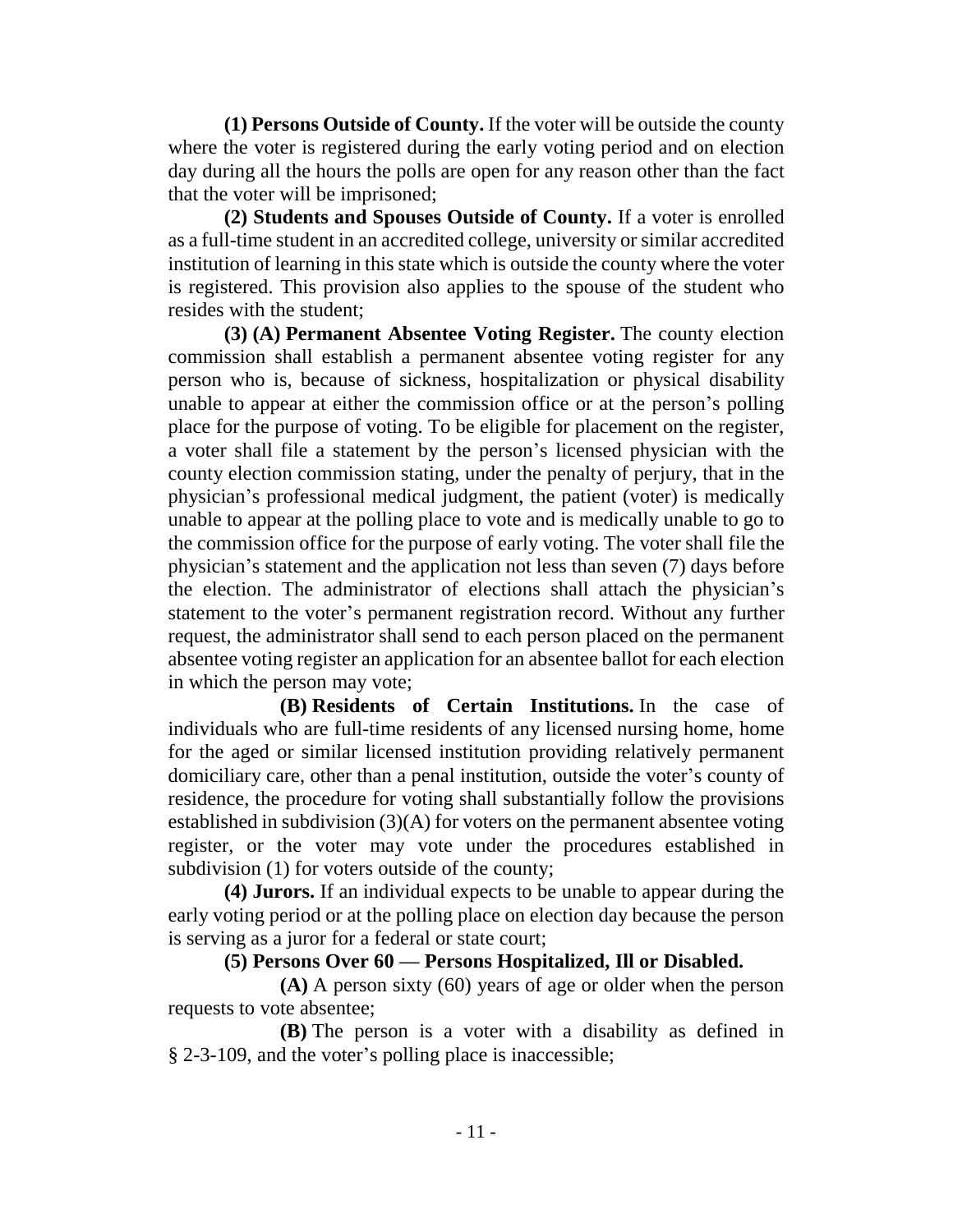**(1) Persons Outside of County.** If the voter will be outside the county where the voter is registered during the early voting period and on election day during all the hours the polls are open for any reason other than the fact that the voter will be imprisoned;

**(2) Students and Spouses Outside of County.** If a voter is enrolled as a full-time student in an accredited college, university or similar accredited institution of learning in this state which is outside the county where the voter is registered. This provision also applies to the spouse of the student who resides with the student;

**(3) (A) Permanent Absentee Voting Register.** The county election commission shall establish a permanent absentee voting register for any person who is, because of sickness, hospitalization or physical disability unable to appear at either the commission office or at the person's polling place for the purpose of voting. To be eligible for placement on the register, a voter shall file a statement by the person's licensed physician with the county election commission stating, under the penalty of perjury, that in the physician's professional medical judgment, the patient (voter) is medically unable to appear at the polling place to vote and is medically unable to go to the commission office for the purpose of early voting. The voter shall file the physician's statement and the application not less than seven (7) days before the election. The administrator of elections shall attach the physician's statement to the voter's permanent registration record. Without any further request, the administrator shall send to each person placed on the permanent absentee voting register an application for an absentee ballot for each election in which the person may vote;

**(B) Residents of Certain Institutions.** In the case of individuals who are full-time residents of any licensed nursing home, home for the aged or similar licensed institution providing relatively permanent domiciliary care, other than a penal institution, outside the voter's county of residence, the procedure for voting shall substantially follow the provisions established in subdivision (3)(A) for voters on the permanent absentee voting register, or the voter may vote under the procedures established in subdivision (1) for voters outside of the county;

**(4) Jurors.** If an individual expects to be unable to appear during the early voting period or at the polling place on election day because the person is serving as a juror for a federal or state court;

**(5) Persons Over 60 — Persons Hospitalized, Ill or Disabled.**

**(A)** A person sixty (60) years of age or older when the person requests to vote absentee;

**(B)** The person is a voter with a disability as defined in § 2-3-109, and the voter's polling place is inaccessible;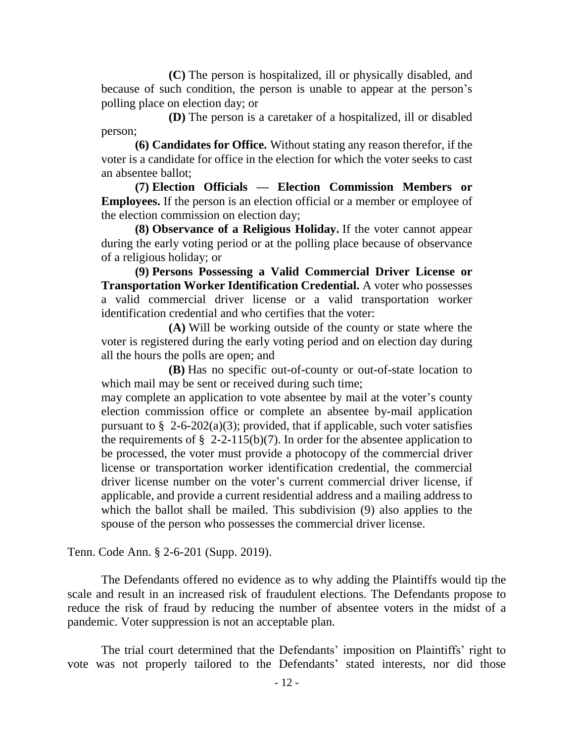**(C)** The person is hospitalized, ill or physically disabled, and because of such condition, the person is unable to appear at the person's polling place on election day; or

**(D)** The person is a caretaker of a hospitalized, ill or disabled person;

**(6) Candidates for Office.** Without stating any reason therefor, if the voter is a candidate for office in the election for which the voter seeks to cast an absentee ballot;

**(7) Election Officials — Election Commission Members or Employees.** If the person is an election official or a member or employee of the election commission on election day;

**(8) Observance of a Religious Holiday.** If the voter cannot appear during the early voting period or at the polling place because of observance of a religious holiday; or

**(9) Persons Possessing a Valid Commercial Driver License or Transportation Worker Identification Credential.** A voter who possesses a valid commercial driver license or a valid transportation worker identification credential and who certifies that the voter:

**(A)** Will be working outside of the county or state where the voter is registered during the early voting period and on election day during all the hours the polls are open; and

**(B)** Has no specific out-of-county or out-of-state location to which mail may be sent or received during such time;

may complete an application to vote absentee by mail at the voter's county election commission office or complete an absentee by-mail application pursuant to § 2-6-202(a)(3); provided, that if applicable, such voter satisfies the requirements of § 2-2-115(b)(7). In order for the absentee application to be processed, the voter must provide a photocopy of the commercial driver license or transportation worker identification credential, the commercial driver license number on the voter's current commercial driver license, if applicable, and provide a current residential address and a mailing address to which the ballot shall be mailed. This subdivision (9) also applies to the spouse of the person who possesses the commercial driver license.

Tenn. Code Ann. § 2-6-201 (Supp. 2019).

The Defendants offered no evidence as to why adding the Plaintiffs would tip the scale and result in an increased risk of fraudulent elections. The Defendants propose to reduce the risk of fraud by reducing the number of absentee voters in the midst of a pandemic. Voter suppression is not an acceptable plan.

The trial court determined that the Defendants' imposition on Plaintiffs' right to vote was not properly tailored to the Defendants' stated interests, nor did those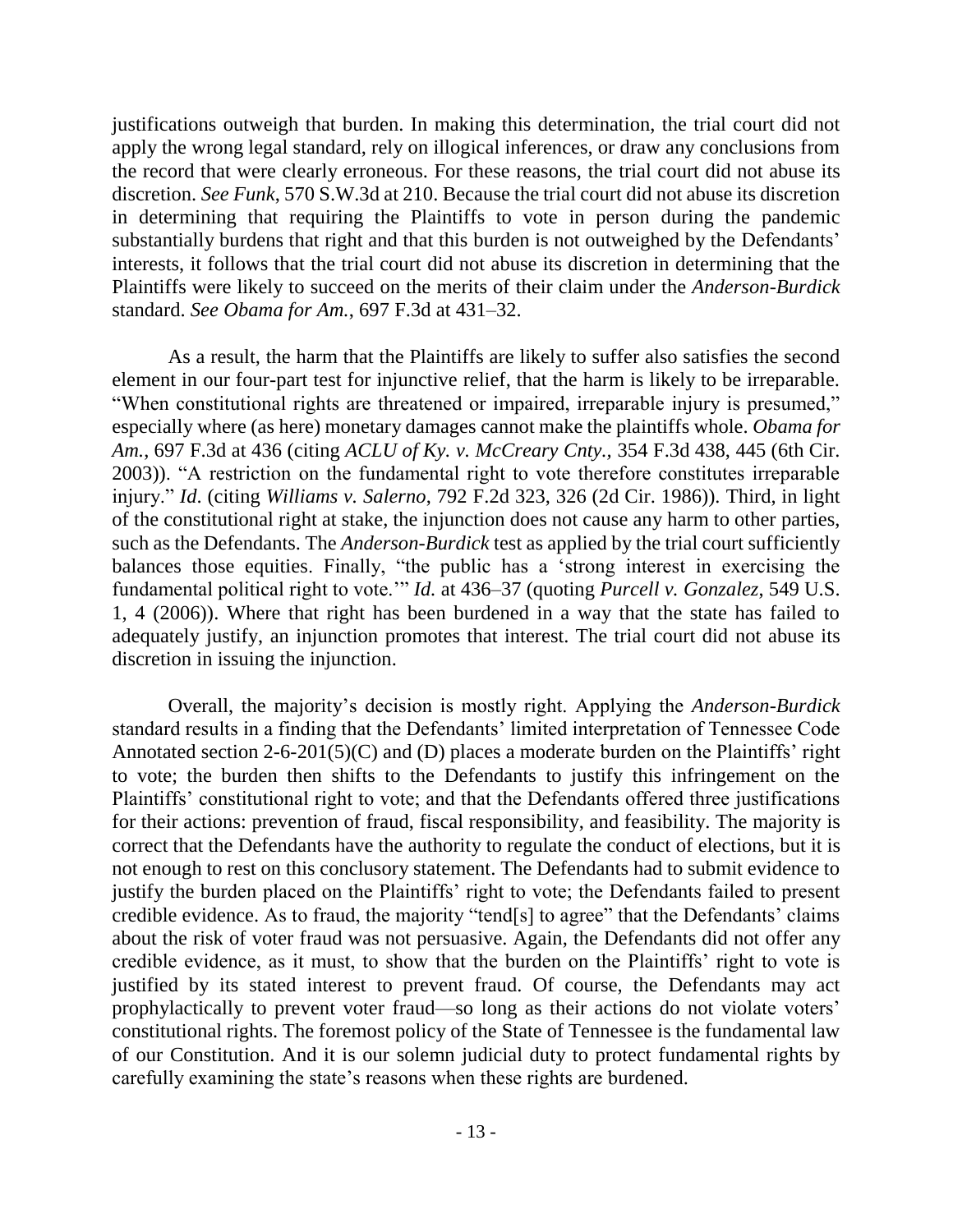justifications outweigh that burden. In making this determination, the trial court did not apply the wrong legal standard, rely on illogical inferences, or draw any conclusions from the record that were clearly erroneous. For these reasons, the trial court did not abuse its discretion. *See Funk*, 570 S.W.3d at 210. Because the trial court did not abuse its discretion in determining that requiring the Plaintiffs to vote in person during the pandemic substantially burdens that right and that this burden is not outweighed by the Defendants' interests, it follows that the trial court did not abuse its discretion in determining that the Plaintiffs were likely to succeed on the merits of their claim under the *Anderson-Burdick* standard. *See Obama for Am.*, 697 F.3d at 431–32.

As a result, the harm that the Plaintiffs are likely to suffer also satisfies the second element in our four-part test for injunctive relief, that the harm is likely to be irreparable. "When constitutional rights are threatened or impaired, irreparable injury is presumed," especially where (as here) monetary damages cannot make the plaintiffs whole. *Obama for Am.*, 697 F.3d at 436 (citing *ACLU of Ky. v. McCreary Cnty.*, 354 F.3d 438, 445 (6th Cir. 2003)). "A restriction on the fundamental right to vote therefore constitutes irreparable injury." *Id.* (citing *Williams v. Salerno*, 792 F.2d 323, 326 (2d Cir. 1986)). Third, in light of the constitutional right at stake, the injunction does not cause any harm to other parties, such as the Defendants. The *Anderson-Burdick* test as applied by the trial court sufficiently balances those equities. Finally, "the public has a 'strong interest in exercising the fundamental political right to vote.'" *Id.* at 436–37 (quoting *Purcell v. Gonzalez*, 549 U.S. 1, 4 (2006)). Where that right has been burdened in a way that the state has failed to adequately justify, an injunction promotes that interest. The trial court did not abuse its discretion in issuing the injunction.

Overall, the majority's decision is mostly right. Applying the *Anderson-Burdick* standard results in a finding that the Defendants' limited interpretation of Tennessee Code Annotated section 2-6-201(5)(C) and (D) places a moderate burden on the Plaintiffs' right to vote; the burden then shifts to the Defendants to justify this infringement on the Plaintiffs' constitutional right to vote; and that the Defendants offered three justifications for their actions: prevention of fraud, fiscal responsibility, and feasibility. The majority is correct that the Defendants have the authority to regulate the conduct of elections, but it is not enough to rest on this conclusory statement. The Defendants had to submit evidence to justify the burden placed on the Plaintiffs' right to vote; the Defendants failed to present credible evidence. As to fraud, the majority "tend[s] to agree" that the Defendants' claims about the risk of voter fraud was not persuasive. Again, the Defendants did not offer any credible evidence, as it must, to show that the burden on the Plaintiffs' right to vote is justified by its stated interest to prevent fraud. Of course, the Defendants may act prophylactically to prevent voter fraud—so long as their actions do not violate voters' constitutional rights. The foremost policy of the State of Tennessee is the fundamental law of our Constitution. And it is our solemn judicial duty to protect fundamental rights by carefully examining the state's reasons when these rights are burdened.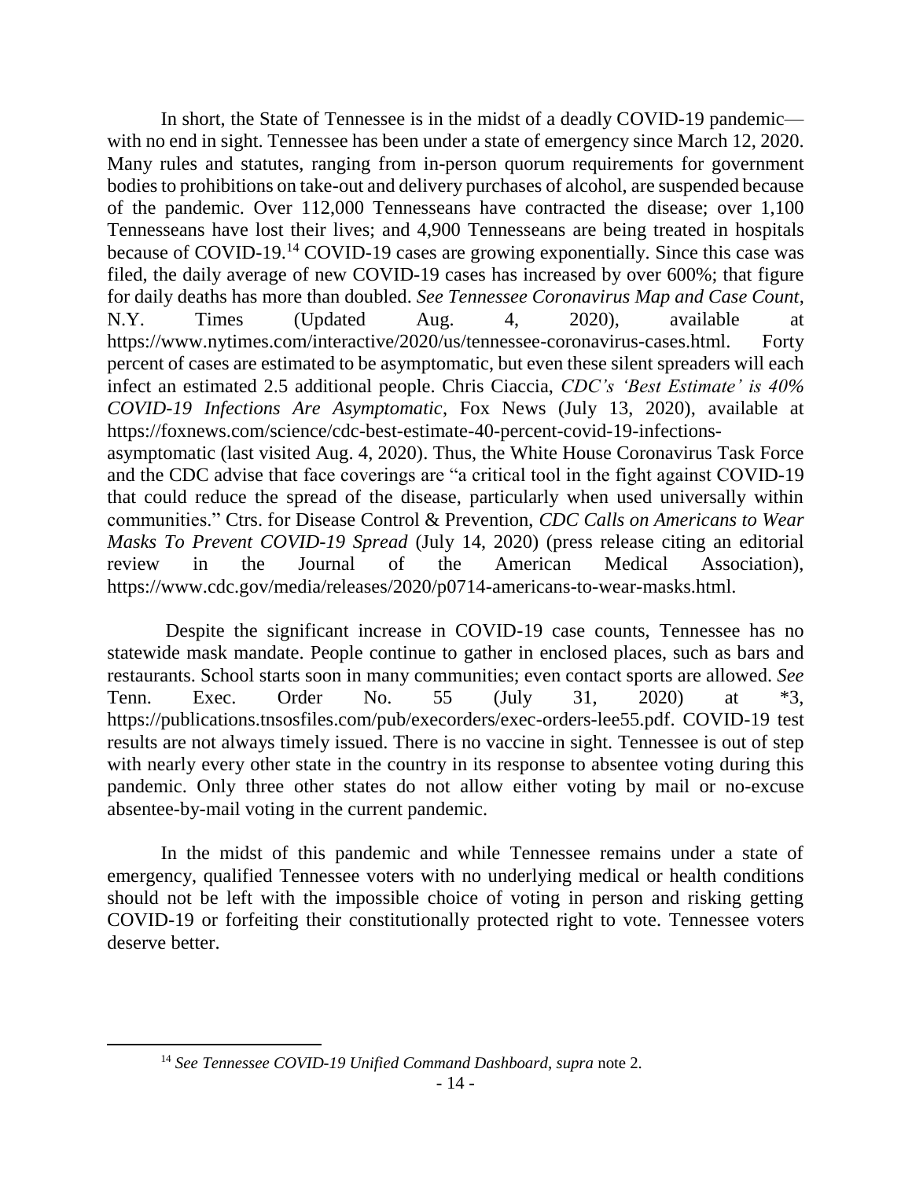In short, the State of Tennessee is in the midst of a deadly COVID-19 pandemic—with no end in sight. Tennessee has been under a state of emergency since March 12, 2020. Many rules and statutes, ranging from in-person quorum requirements for government bodies to prohibitions on take-out and delivery purchases of alcohol, are suspended because of the pandemic. Over 112,000 Tennesseans have contracted the disease; over 1,100 Tennesseans have lost their lives; and 4,900 Tennesseans are being treated in hospitals because of COVID-19.[14] COVID-19 cases are growing exponentially. Since this case was filed, the daily average of new COVID-19 cases has increased by over 600%; that figure for daily deaths has more than doubled. *See Tennessee Coronavirus Map and Case Count*, N.Y. Times (Updated Aug. 4, 2020), available at https://www.nytimes.com/interactive/2020/us/tennessee-coronavirus-cases.html. Forty percent of cases are estimated to be asymptomatic, but even these silent spreaders will each infect an estimated 2.5 additional people. Chris Ciaccia, *CDC's 'Best Estimate' is 40% COVID-19 Infections Are Asymptomatic*, Fox News (July 13, 2020), available at https://foxnews.com/science/cdc-best-estimate-40-percent-covid-19-infections-asymptomatic (last visited Aug. 4, 2020). Thus, the White House Coronavirus Task Force and the CDC advise that face coverings are "a critical tool in the fight against COVID-19 that could reduce the spread of the disease, particularly when used universally within communities." Ctrs. for Disease Control & Prevention, *CDC Calls on Americans to Wear Masks To Prevent COVID-19 Spread* (July 14, 2020) (press release citing an editorial review in the Journal of the American Medical Association), https://www.cdc.gov/media/releases/2020/p0714-americans-to-wear-masks.html.

Despite the significant increase in COVID-19 case counts, Tennessee has no statewide mask mandate. People continue to gather in enclosed places, such as bars and restaurants. School starts soon in many communities; even contact sports are allowed. *See* Tenn. Exec. Order No. 55 (July 31, 2020) at *3, https://publications.tnsosfiles.com/pub/execorders/exec-orders-lee55.pdf. COVID-19 test results are not always timely issued. There is no vaccine in sight. Tennessee is out of step with nearly every other state in the country in its response to absentee voting during this pandemic. Only three other states do not allow either voting by mail or no-excuse absentee-by-mail voting in the current pandemic.

In the midst of this pandemic and while Tennessee remains under a state of emergency, qualified Tennessee voters with no underlying medical or health conditions should not be left with the impossible choice of voting in person and risking getting COVID-19 or forfeiting their constitutionally protected right to vote. Tennessee voters deserve better.

[14] *See Tennessee COVID-19 Unified Command Dashboard*, *supra* note 2.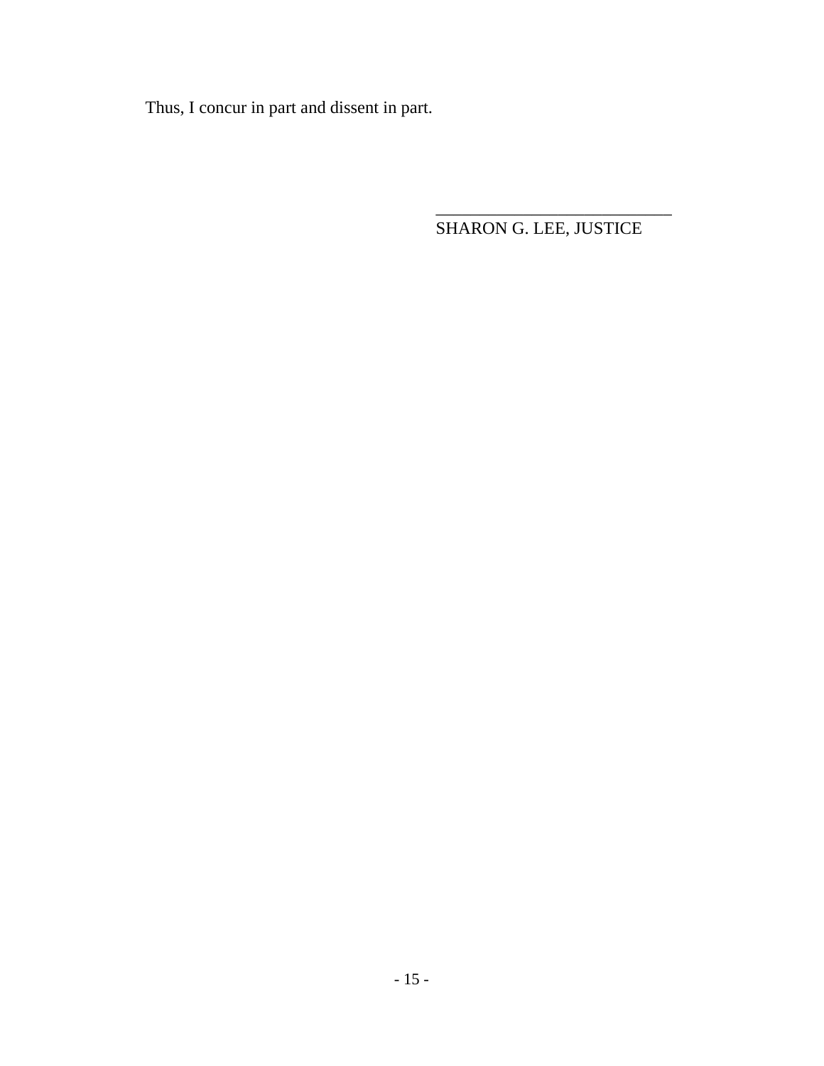Thus, I concur in part and dissent in part.

\_\_\_\_\_\_\_\_\_\_\_\_\_\_\_\_\_\_\_\_\_\_\_\_\_\_\_\_
SHARON G. LEE, JUSTICE